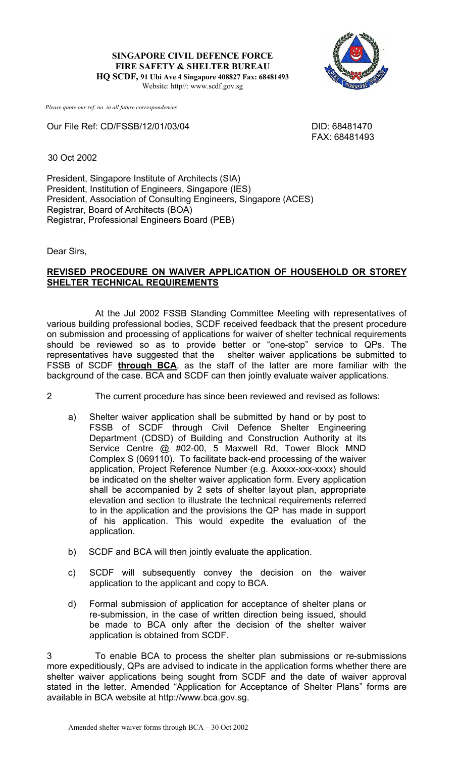**SINGAPORE CIVIL DEFENCE FORCE**
**FIRE SAFETY & SHELTER BUREAU**
**HQ SCDF, 91 Ubi Ave 4 Singapore 408827 Fax: 68481493**
Website: http//: www.scdf.gov.sg

*Please quote our ref. no. in all future correspondences*

Our File Ref: CD/FSSB/12/01/03/04

DID: 68481470
FAX: 68481493

30 Oct 2002

President, Singapore Institute of Architects (SIA)
President, Institution of Engineers, Singapore (IES)
President, Association of Consulting Engineers, Singapore (ACES)
Registrar, Board of Architects (BOA)
Registrar, Professional Engineers Board (PEB)

Dear Sirs,

**REVISED PROCEDURE ON WAIVER APPLICATION OF HOUSEHOLD OR STOREY SHELTER TECHNICAL REQUIREMENTS**

At the Jul 2002 FSSB Standing Committee Meeting with representatives of various building professional bodies, SCDF received feedback that the present procedure on submission and processing of applications for waiver of shelter technical requirements should be reviewed so as to provide better or "one-stop" service to QPs. The representatives have suggested that the shelter waiver applications be submitted to FSSB of SCDF **through BCA**, as the staff of the latter are more familiar with the background of the case. BCA and SCDF can then jointly evaluate waiver applications.

2 The current procedure has since been reviewed and revised as follows:

a) Shelter waiver application shall be submitted by hand or by post to FSSB of SCDF through Civil Defence Shelter Engineering Department (CDSD) of Building and Construction Authority at its Service Centre @ #02-00, 5 Maxwell Rd, Tower Block MND Complex S (069110). To facilitate back-end processing of the waiver application, Project Reference Number (e.g. Axxxx-xxx-xxxx) should be indicated on the shelter waiver application form. Every application shall be accompanied by 2 sets of shelter layout plan, appropriate elevation and section to illustrate the technical requirements referred to in the application and the provisions the QP has made in support of his application. This would expedite the evaluation of the application.

b) SCDF and BCA will then jointly evaluate the application.

c) SCDF will subsequently convey the decision on the waiver application to the applicant and copy to BCA.

d) Formal submission of application for acceptance of shelter plans or re-submission, in the case of written direction being issued, should be made to BCA only after the decision of the shelter waiver application is obtained from SCDF.

3 To enable BCA to process the shelter plan submissions or re-submissions more expeditiously, QPs are advised to indicate in the application forms whether there are shelter waiver applications being sought from SCDF and the date of waiver approval stated in the letter. Amended "Application for Acceptance of Shelter Plans" forms are available in BCA website at http://www.bca.gov.sg.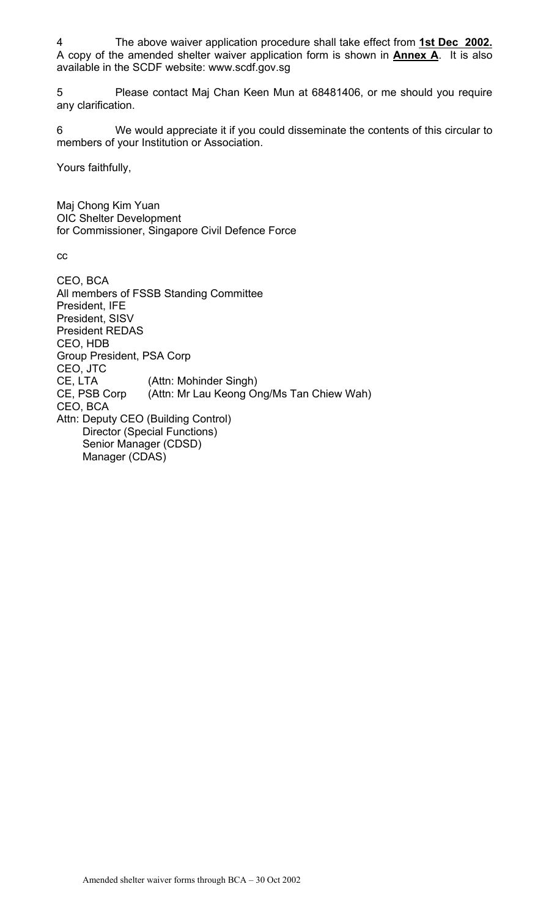4 The above waiver application procedure shall take effect from **1st Dec 2002.** A copy of the amended shelter waiver application form is shown in **Annex A**. It is also available in the SCDF website: www.scdf.gov.sg

5 Please contact Maj Chan Keen Mun at 68481406, or me should you require any clarification.

6 We would appreciate it if you could disseminate the contents of this circular to members of your Institution or Association.

Yours faithfully,

Maj Chong Kim Yuan
OIC Shelter Development
for Commissioner, Singapore Civil Defence Force

cc

CEO, BCA
All members of FSSB Standing Committee
President, IFE
President, SISV
President REDAS
CEO, HDB
Group President, PSA Corp
CEO, JTC
CE, LTA (Attn: Mohinder Singh)
CE, PSB Corp (Attn: Mr Lau Keong Ong/Ms Tan Chiew Wah)
CEO, BCA
Attn: Deputy CEO (Building Control)
Director (Special Functions)
Senior Manager (CDSD)
Manager (CDAS)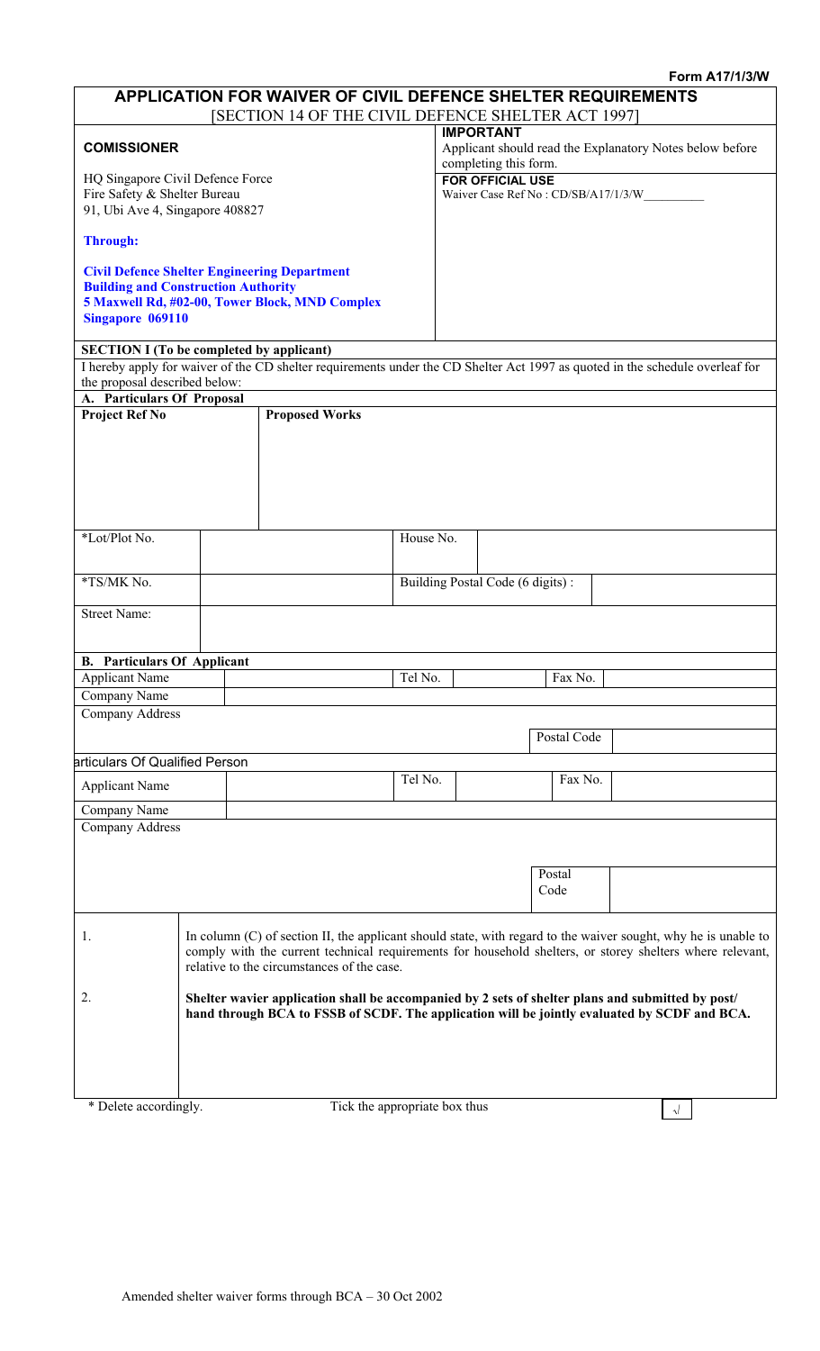**Form A17/1/3/W**

# APPLICATION FOR WAIVER OF CIVIL DEFENCE SHELTER REQUIREMENTS

[SECTION 14 OF THE CIVIL DEFENCE SHELTER ACT 1997]

| | |
|---|---|
| **COMISSIONER**<br><br>HQ Singapore Civil Defence Force<br>Fire Safety & Shelter Bureau<br>91, Ubi Ave 4, Singapore 408827<br><br>**Through:**<br><br>**Civil Defence Shelter Engineering Department**<br>**Building and Construction Authority**<br>**5 Maxwell Rd, #02-00, Tower Block, MND Complex**<br>**Singapore 069110** | **IMPORTANT**<br>Applicant should read the Explanatory Notes below before completing this form.<br>**FOR OFFICIAL USE**<br>Waiver Case Ref No : CD/SB/A17/1/3/W__________ |

**SECTION I (To be completed by applicant)**

I hereby apply for waiver of the CD shelter requirements under the CD Shelter Act 1997 as quoted in the schedule overleaf for the proposal described below:

**A. Particulars Of Proposal**

| | | | |
|---|---|---|---|
| **Project Ref No** | **Proposed Works** | | |
| | | | |
| *Lot/Plot No. | | House No. | |
| *TS/MK No. | | Building Postal Code (6 digits) : | |
| Street Name: | | | |

**B. Particulars Of Applicant**

| | | | | | |
|---|---|---|---|---|---|
| Applicant Name | | Tel No. | | Fax No. | |
| Company Name | | | | | |
| Company Address | | | | | |
| | | | | Postal Code | |

articulars Of Qualified Person

| | | | | | |
|---|---|---|---|---|---|
| Applicant Name | | Tel No. | | Fax No. | |
| Company Name | | | | | |
| Company Address | | | | | |
| | | | | Postal Code | |

| | |
|---|---|
| 1. | In column (C) of section II, the applicant should state, with regard to the waiver sought, why he is unable to comply with the current technical requirements for household shelters, or storey shelters where relevant, relative to the circumstances of the case. |
| 2. | **Shelter wavier application shall be accompanied by 2 sets of shelter plans and submitted by post/ hand through BCA to FSSB of SCDF. The application will be jointly evaluated by SCDF and BCA.** |

\* Delete accordingly. Tick the appropriate box thus √

Amended shelter waiver forms through BCA – 30 Oct 2002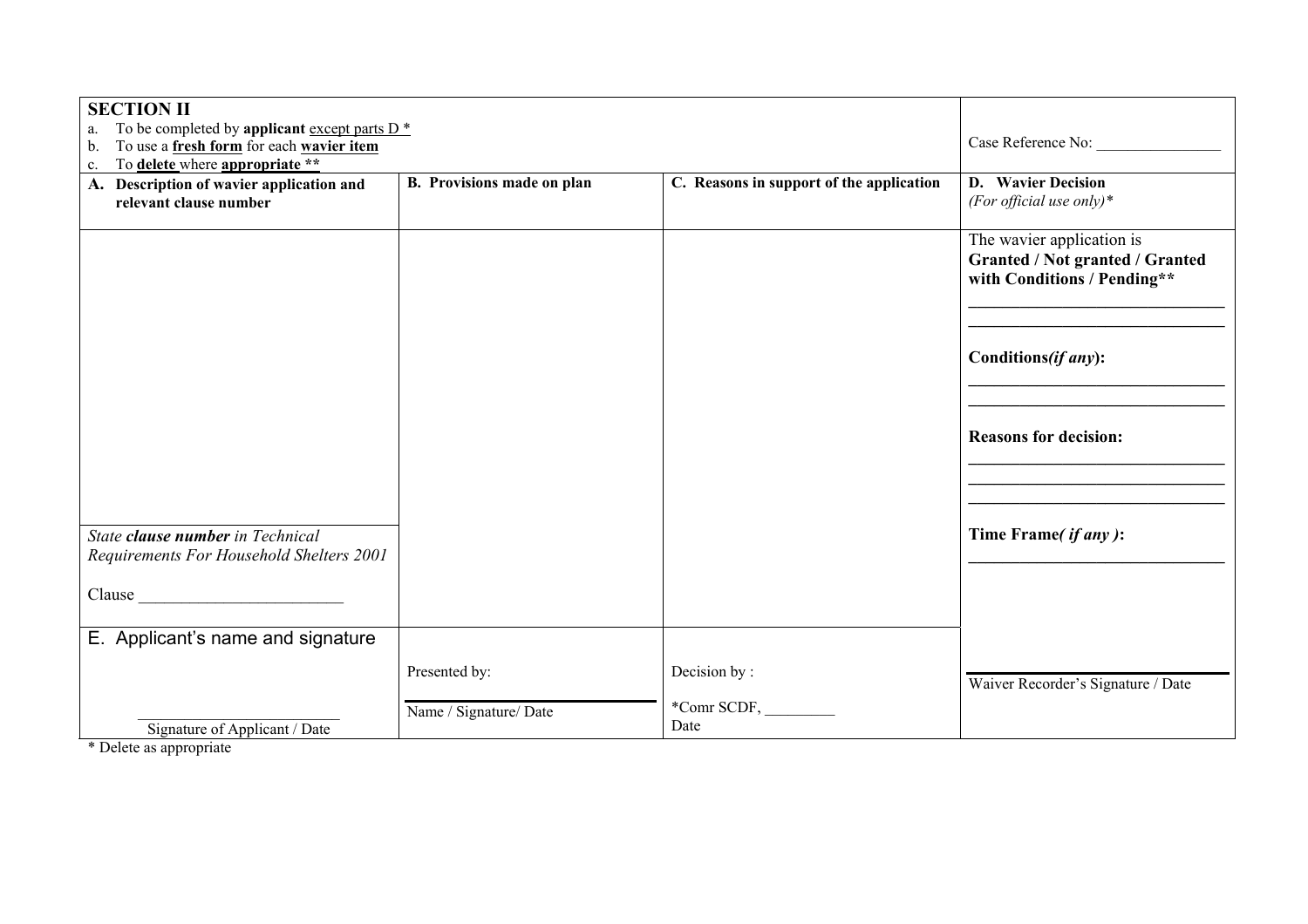| **SECTION II**<br>a. To be completed by **applicant** except parts D *<br>b. To use a **fresh form** for each **wavier item**<br>c. To **delete** where **appropriate** ** | | | Case Reference No: ________________ |
|---|---|---|---|
| **A. Description of wavier application and relevant clause number** | **B. Provisions made on plan** | **C. Reasons in support of the application** | **D. Wavier Decision**<br>*(For official use only)** |
| <br><br><br>*State **clause number** in Technical Requirements For Household Shelters 2001*<br><br>Clause ________________________ | | | The wavier application is **Granted / Not granted / Granted with Conditions / Pending****<br>______________________________<br>______________________________<br><br>**Conditions*(if any)*:**<br>______________________________<br>______________________________<br><br>**Reasons for decision:**<br>______________________________<br>______________________________<br>______________________________<br><br>**Time Frame*( if any )*:**<br>______________________________ |
| E. Applicant's name and signature<br><br>__________________________<br>Signature of Applicant / Date | Presented by:<br><br>Name / Signature/ Date | Decision by :<br><br>*Comr SCDF, _________<br>Date | Waiver Recorder's Signature / Date |

\* Delete as appropriate